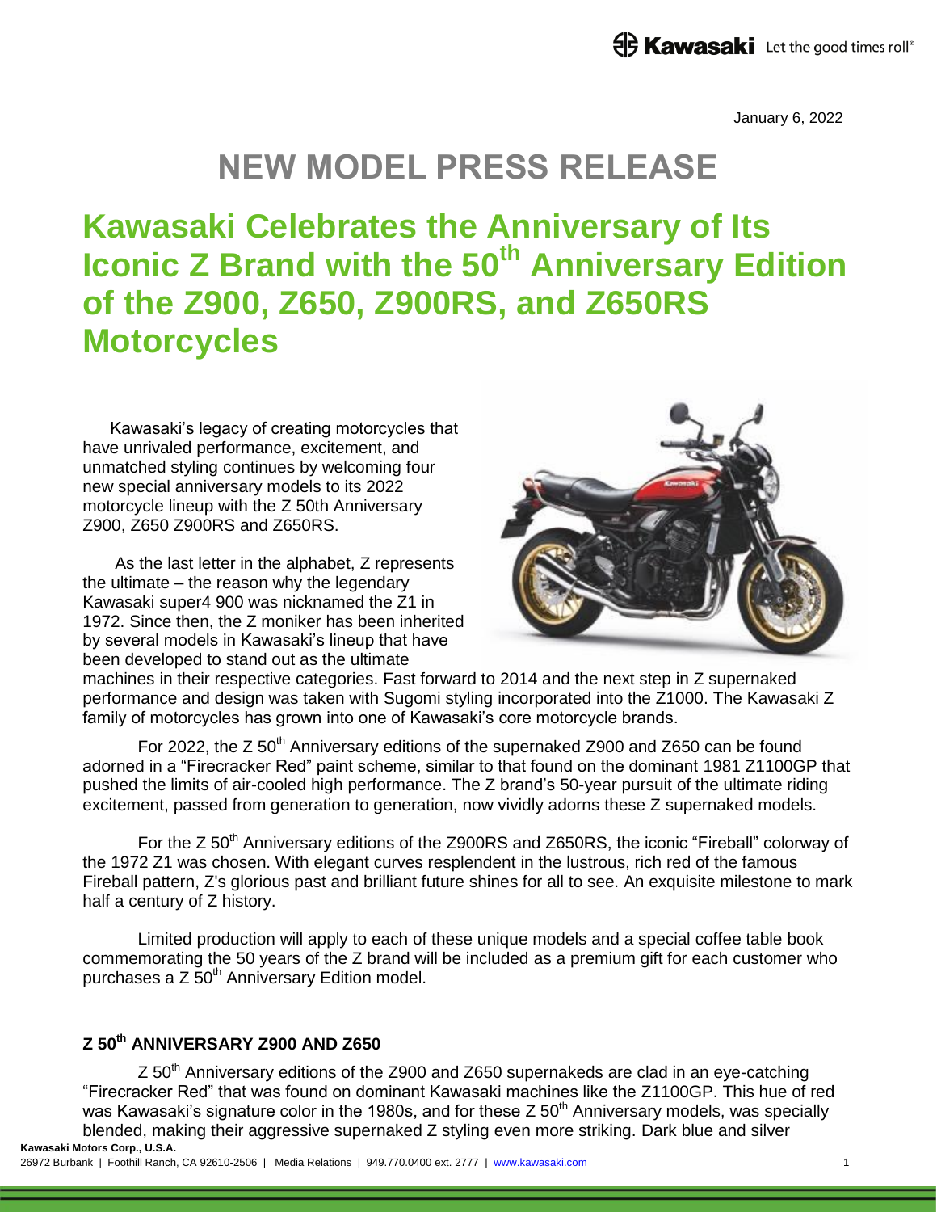January 6, 2022

# NEW MODEL PRESS RELEASE

## Kawasaki Celebrates the Anniversary of Its Iconic Z Brand with the 50th Anniversary Edition of the Z900, Z650, Z900RS, and Z650RS Motorcycles

Kawasaki's legacy of creating motorcycles that have unrivaled performance, excitement, and unmatched styling continues by welcoming four new special anniversary models to its 2022 motorcycle lineup with the Z 50th Anniversary Z900, Z650 Z900RS and Z650RS.

As the last letter in the alphabet, Z represents the ultimate – the reason why the legendary Kawasaki super4 900 was nicknamed the Z1 in 1972. Since then, the Z moniker has been inherited by several models in Kawasaki's lineup that have been developed to stand out as the ultimate machines in their respective categories. Fast forward to 2014 and the next step in Z supernaked performance and design was taken with Sugomi styling incorporated into the Z1000. The Kawasaki Z family of motorcycles has grown into one of Kawasaki's core motorcycle brands.

For 2022, the Z 50th Anniversary editions of the supernaked Z900 and Z650 can be found adorned in a "Firecracker Red" paint scheme, similar to that found on the dominant 1981 Z1100GP that pushed the limits of air-cooled high performance. The Z brand's 50-year pursuit of the ultimate riding excitement, passed from generation to generation, now vividly adorns these Z supernaked models.

For the Z 50th Anniversary editions of the Z900RS and Z650RS, the iconic "Fireball" colorway of the 1972 Z1 was chosen. With elegant curves resplendent in the lustrous, rich red of the famous Fireball pattern, Z's glorious past and brilliant future shines for all to see. An exquisite milestone to mark half a century of Z history.

Limited production will apply to each of these unique models and a special coffee table book commemorating the 50 years of the Z brand will be included as a premium gift for each customer who purchases a Z 50th Anniversary Edition model.

### Z 50th ANNIVERSARY Z900 AND Z650

Z 50th Anniversary editions of the Z900 and Z650 supernakeds are clad in an eye-catching "Firecracker Red" that was found on dominant Kawasaki machines like the Z1100GP. This hue of red was Kawasaki's signature color in the 1980s, and for these Z 50th Anniversary models, was specially blended, making their aggressive supernaked Z styling even more striking. Dark blue and silver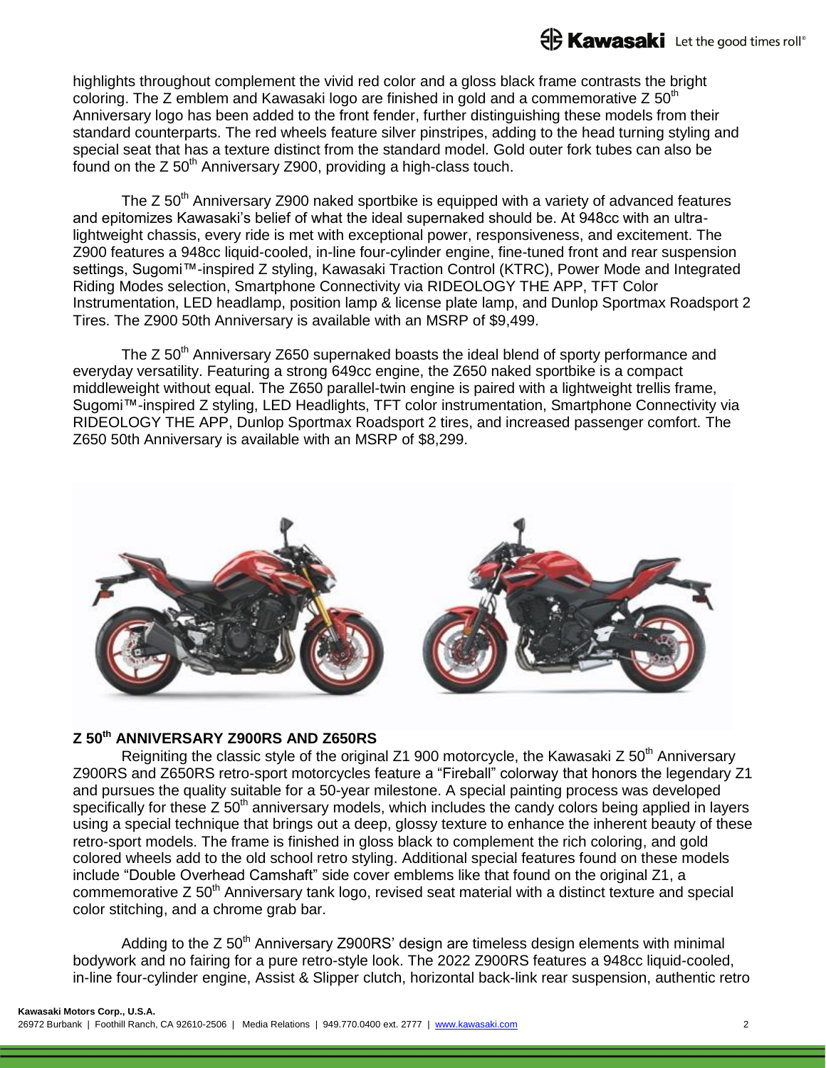highlights throughout complement the vivid red color and a gloss black frame contrasts the bright coloring. The Z emblem and Kawasaki logo are finished in gold and a commemorative Z 50th Anniversary logo has been added to the front fender, further distinguishing these models from their standard counterparts. The red wheels feature silver pinstripes, adding to the head turning styling and special seat that has a texture distinct from the standard model. Gold outer fork tubes can also be found on the Z 50th Anniversary Z900, providing a high-class touch.

The Z 50th Anniversary Z900 naked sportbike is equipped with a variety of advanced features and epitomizes Kawasaki's belief of what the ideal supernaked should be. At 948cc with an ultra-lightweight chassis, every ride is met with exceptional power, responsiveness, and excitement. The Z900 features a 948cc liquid-cooled, in-line four-cylinder engine, fine-tuned front and rear suspension settings, Sugomi™-inspired Z styling, Kawasaki Traction Control (KTRC), Power Mode and Integrated Riding Modes selection, Smartphone Connectivity via RIDEOLOGY THE APP, TFT Color Instrumentation, LED headlamp, position lamp & license plate lamp, and Dunlop Sportmax Roadsport 2 Tires. The Z900 50th Anniversary is available with an MSRP of $9,499.

The Z 50th Anniversary Z650 supernaked boasts the ideal blend of sporty performance and everyday versatility. Featuring a strong 649cc engine, the Z650 naked sportbike is a compact middleweight without equal. The Z650 parallel-twin engine is paired with a lightweight trellis frame, Sugomi™-inspired Z styling, LED Headlights, TFT color instrumentation, Smartphone Connectivity via RIDEOLOGY THE APP, Dunlop Sportmax Roadsport 2 tires, and increased passenger comfort. The Z650 50th Anniversary is available with an MSRP of $8,299.

## Z 50th ANNIVERSARY Z900RS AND Z650RS

Reigniting the classic style of the original Z1 900 motorcycle, the Kawasaki Z 50th Anniversary Z900RS and Z650RS retro-sport motorcycles feature a "Fireball" colorway that honors the legendary Z1 and pursues the quality suitable for a 50-year milestone. A special painting process was developed specifically for these Z 50th anniversary models, which includes the candy colors being applied in layers using a special technique that brings out a deep, glossy texture to enhance the inherent beauty of these retro-sport models. The frame is finished in gloss black to complement the rich coloring, and gold colored wheels add to the old school retro styling. Additional special features found on these models include "Double Overhead Camshaft" side cover emblems like that found on the original Z1, a commemorative Z 50th Anniversary tank logo, revised seat material with a distinct texture and special color stitching, and a chrome grab bar.

Adding to the Z 50th Anniversary Z900RS' design are timeless design elements with minimal bodywork and no fairing for a pure retro-style look. The 2022 Z900RS features a 948cc liquid-cooled, in-line four-cylinder engine, Assist & Slipper clutch, horizontal back-link rear suspension, authentic retro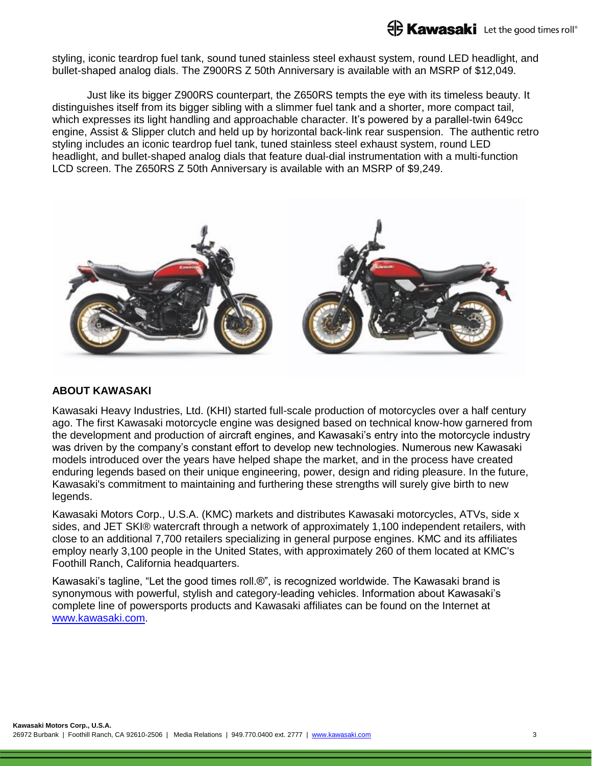styling, iconic teardrop fuel tank, sound tuned stainless steel exhaust system, round LED headlight, and bullet-shaped analog dials. The Z900RS Z 50th Anniversary is available with an MSRP of $12,049.

Just like its bigger Z900RS counterpart, the Z650RS tempts the eye with its timeless beauty. It distinguishes itself from its bigger sibling with a slimmer fuel tank and a shorter, more compact tail, which expresses its light handling and approachable character. It's powered by a parallel-twin 649cc engine, Assist & Slipper clutch and held up by horizontal back-link rear suspension. The authentic retro styling includes an iconic teardrop fuel tank, tuned stainless steel exhaust system, round LED headlight, and bullet-shaped analog dials that feature dual-dial instrumentation with a multi-function LCD screen. The Z650RS Z 50th Anniversary is available with an MSRP of $9,249.

## ABOUT KAWASAKI

Kawasaki Heavy Industries, Ltd. (KHI) started full-scale production of motorcycles over a half century ago. The first Kawasaki motorcycle engine was designed based on technical know-how garnered from the development and production of aircraft engines, and Kawasaki's entry into the motorcycle industry was driven by the company's constant effort to develop new technologies. Numerous new Kawasaki models introduced over the years have helped shape the market, and in the process have created enduring legends based on their unique engineering, power, design and riding pleasure. In the future, Kawasaki's commitment to maintaining and furthering these strengths will surely give birth to new legends.

Kawasaki Motors Corp., U.S.A. (KMC) markets and distributes Kawasaki motorcycles, ATVs, side x sides, and JET SKI® watercraft through a network of approximately 1,100 independent retailers, with close to an additional 7,700 retailers specializing in general purpose engines. KMC and its affiliates employ nearly 3,100 people in the United States, with approximately 260 of them located at KMC's Foothill Ranch, California headquarters.

Kawasaki's tagline, "Let the good times roll.®", is recognized worldwide. The Kawasaki brand is synonymous with powerful, stylish and category-leading vehicles. Information about Kawasaki's complete line of powersports products and Kawasaki affiliates can be found on the Internet at www.kawasaki.com.